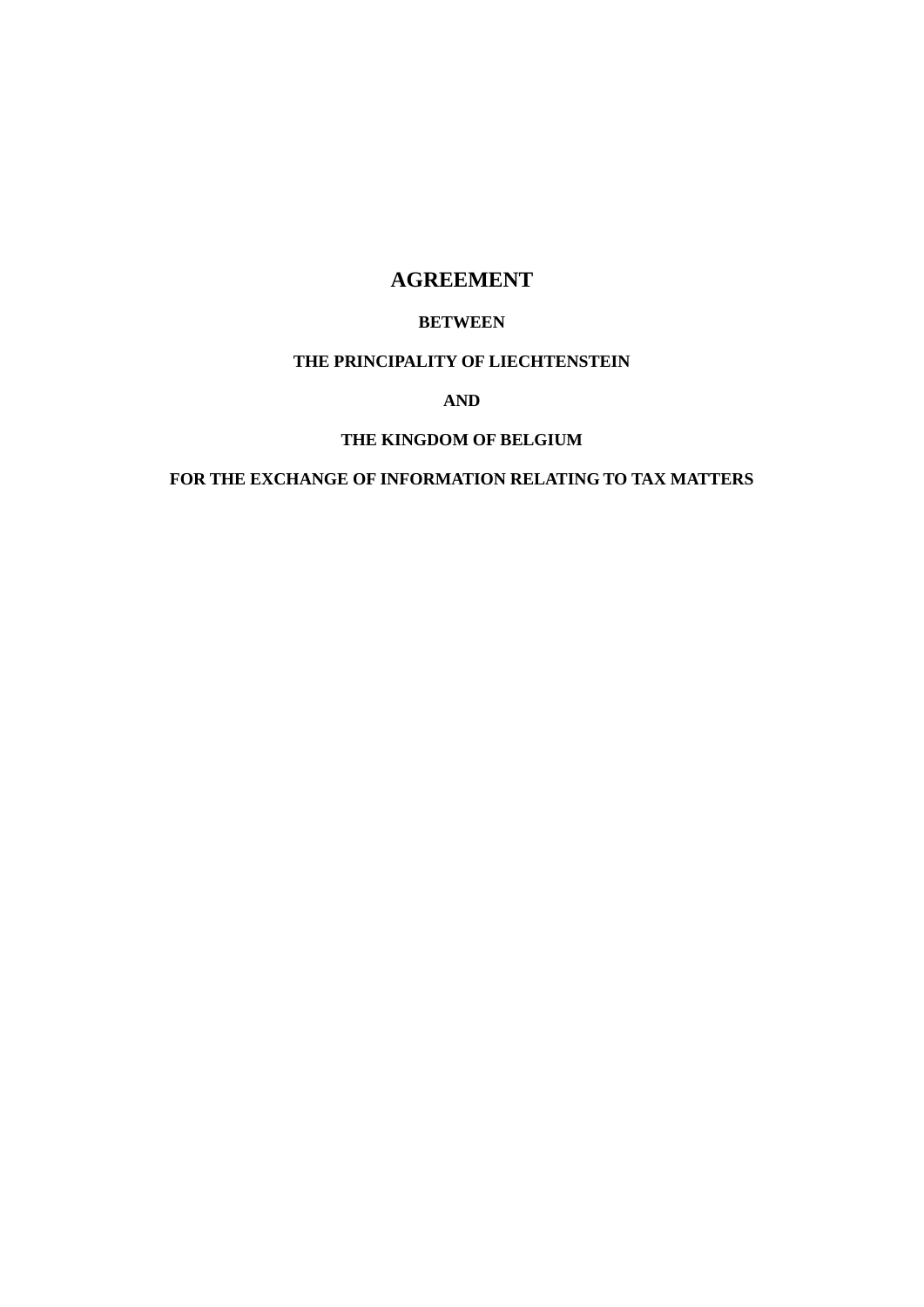# AGREEMENT

**BETWEEN**

**THE PRINCIPALITY OF LIECHTENSTEIN**

**AND**

**THE KINGDOM OF BELGIUM**

**FOR THE EXCHANGE OF INFORMATION RELATING TO TAX MATTERS**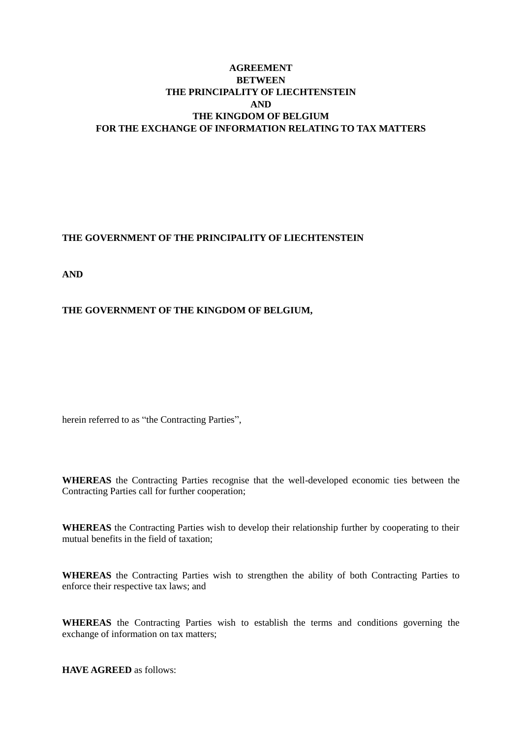**AGREEMENT**
**BETWEEN**
**THE PRINCIPALITY OF LIECHTENSTEIN**
**AND**
**THE KINGDOM OF BELGIUM**
**FOR THE EXCHANGE OF INFORMATION RELATING TO TAX MATTERS**

**THE GOVERNMENT OF THE PRINCIPALITY OF LIECHTENSTEIN**

**AND**

**THE GOVERNMENT OF THE KINGDOM OF BELGIUM,**

herein referred to as “the Contracting Parties”,

**WHEREAS** the Contracting Parties recognise that the well-developed economic ties between the Contracting Parties call for further cooperation;

**WHEREAS** the Contracting Parties wish to develop their relationship further by cooperating to their mutual benefits in the field of taxation;

**WHEREAS** the Contracting Parties wish to strengthen the ability of both Contracting Parties to enforce their respective tax laws; and

**WHEREAS** the Contracting Parties wish to establish the terms and conditions governing the exchange of information on tax matters;

**HAVE AGREED** as follows: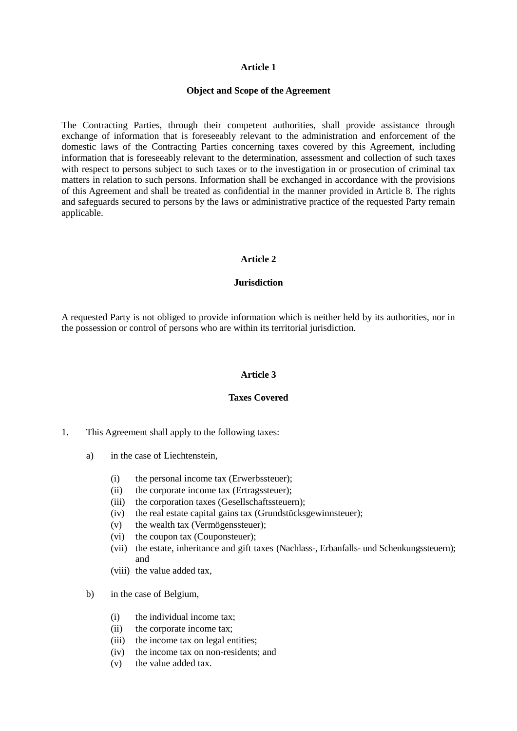## Article 1

### Object and Scope of the Agreement

The Contracting Parties, through their competent authorities, shall provide assistance through exchange of information that is foreseeably relevant to the administration and enforcement of the domestic laws of the Contracting Parties concerning taxes covered by this Agreement, including information that is foreseeably relevant to the determination, assessment and collection of such taxes with respect to persons subject to such taxes or to the investigation in or prosecution of criminal tax matters in relation to such persons. Information shall be exchanged in accordance with the provisions of this Agreement and shall be treated as confidential in the manner provided in Article 8. The rights and safeguards secured to persons by the laws or administrative practice of the requested Party remain applicable.

## Article 2

### Jurisdiction

A requested Party is not obliged to provide information which is neither held by its authorities, nor in the possession or control of persons who are within its territorial jurisdiction.

## Article 3

### Taxes Covered

1. This Agreement shall apply to the following taxes:

   a) in the case of Liechtenstein,

      (i) the personal income tax (Erwerbssteuer);
      (ii) the corporate income tax (Ertragssteuer);
      (iii) the corporation taxes (Gesellschaftssteuern);
      (iv) the real estate capital gains tax (Grundstücksgewinnsteuer);
      (v) the wealth tax (Vermögenssteuer);
      (vi) the coupon tax (Couponsteuer);
      (vii) the estate, inheritance and gift taxes (Nachlass-, Erbanfalls- und Schenkungssteuern); and
      (viii) the value added tax,

   b) in the case of Belgium,

      (i) the individual income tax;
      (ii) the corporate income tax;
      (iii) the income tax on legal entities;
      (iv) the income tax on non-residents; and
      (v) the value added tax.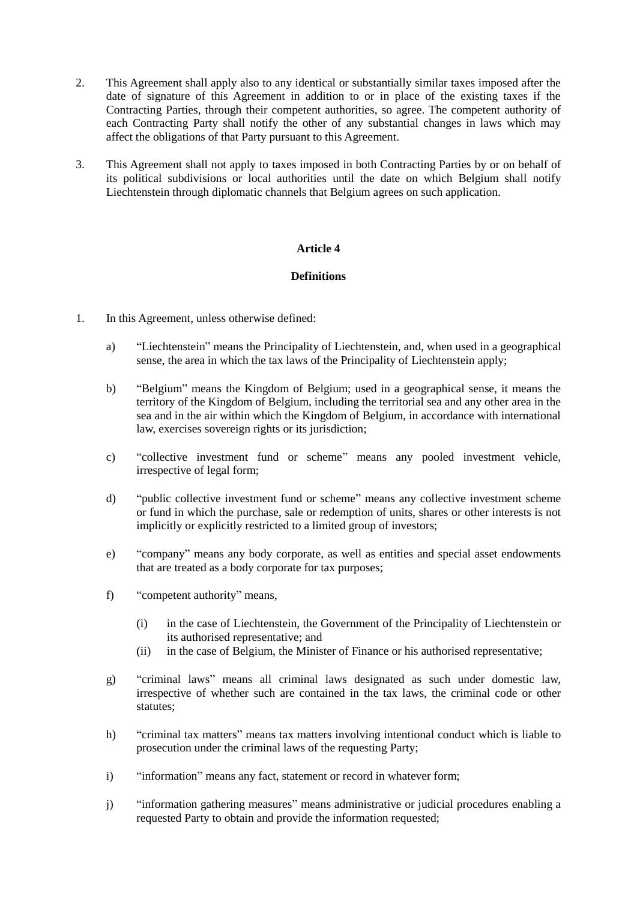2. This Agreement shall apply also to any identical or substantially similar taxes imposed after the date of signature of this Agreement in addition to or in place of the existing taxes if the Contracting Parties, through their competent authorities, so agree. The competent authority of each Contracting Party shall notify the other of any substantial changes in laws which may affect the obligations of that Party pursuant to this Agreement.

3. This Agreement shall not apply to taxes imposed in both Contracting Parties by or on behalf of its political subdivisions or local authorities until the date on which Belgium shall notify Liechtenstein through diplomatic channels that Belgium agrees on such application.

## Article 4

## Definitions

1. In this Agreement, unless otherwise defined:

   a) "Liechtenstein" means the Principality of Liechtenstein, and, when used in a geographical sense, the area in which the tax laws of the Principality of Liechtenstein apply;

   b) "Belgium" means the Kingdom of Belgium; used in a geographical sense, it means the territory of the Kingdom of Belgium, including the territorial sea and any other area in the sea and in the air within which the Kingdom of Belgium, in accordance with international law, exercises sovereign rights or its jurisdiction;

   c) "collective investment fund or scheme" means any pooled investment vehicle, irrespective of legal form;

   d) "public collective investment fund or scheme" means any collective investment scheme or fund in which the purchase, sale or redemption of units, shares or other interests is not implicitly or explicitly restricted to a limited group of investors;

   e) "company" means any body corporate, as well as entities and special asset endowments that are treated as a body corporate for tax purposes;

   f) "competent authority" means,

      (i) in the case of Liechtenstein, the Government of the Principality of Liechtenstein or its authorised representative; and
      (ii) in the case of Belgium, the Minister of Finance or his authorised representative;

   g) "criminal laws" means all criminal laws designated as such under domestic law, irrespective of whether such are contained in the tax laws, the criminal code or other statutes;

   h) "criminal tax matters" means tax matters involving intentional conduct which is liable to prosecution under the criminal laws of the requesting Party;

   i) "information" means any fact, statement or record in whatever form;

   j) "information gathering measures" means administrative or judicial procedures enabling a requested Party to obtain and provide the information requested;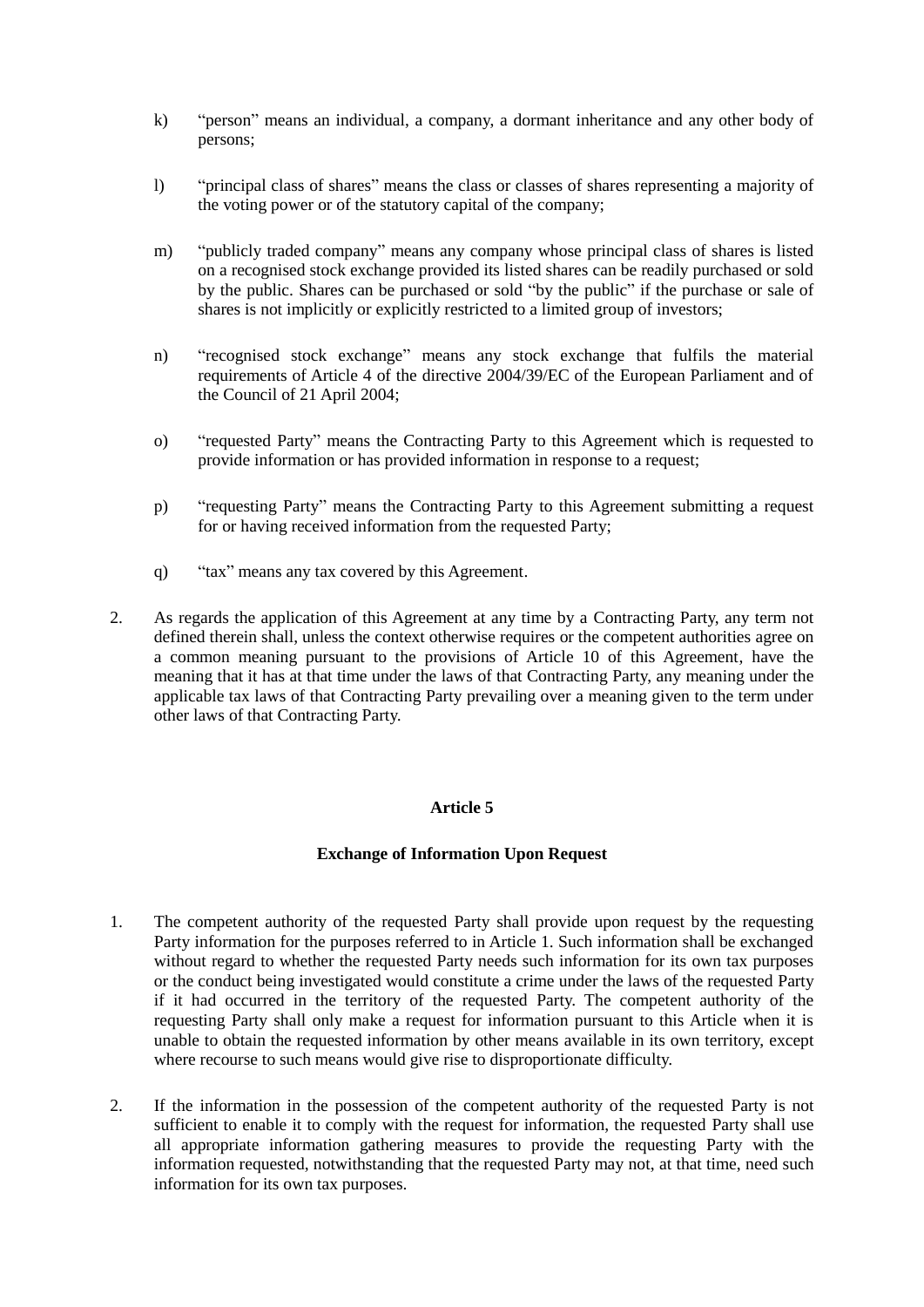k) "person" means an individual, a company, a dormant inheritance and any other body of persons;

l) "principal class of shares" means the class or classes of shares representing a majority of the voting power or of the statutory capital of the company;

m) "publicly traded company" means any company whose principal class of shares is listed on a recognised stock exchange provided its listed shares can be readily purchased or sold by the public. Shares can be purchased or sold "by the public" if the purchase or sale of shares is not implicitly or explicitly restricted to a limited group of investors;

n) "recognised stock exchange" means any stock exchange that fulfils the material requirements of Article 4 of the directive 2004/39/EC of the European Parliament and of the Council of 21 April 2004;

o) "requested Party" means the Contracting Party to this Agreement which is requested to provide information or has provided information in response to a request;

p) "requesting Party" means the Contracting Party to this Agreement submitting a request for or having received information from the requested Party;

q) "tax" means any tax covered by this Agreement.

2. As regards the application of this Agreement at any time by a Contracting Party, any term not defined therein shall, unless the context otherwise requires or the competent authorities agree on a common meaning pursuant to the provisions of Article 10 of this Agreement, have the meaning that it has at that time under the laws of that Contracting Party, any meaning under the applicable tax laws of that Contracting Party prevailing over a meaning given to the term under other laws of that Contracting Party.

## Article 5

### Exchange of Information Upon Request

1. The competent authority of the requested Party shall provide upon request by the requesting Party information for the purposes referred to in Article 1. Such information shall be exchanged without regard to whether the requested Party needs such information for its own tax purposes or the conduct being investigated would constitute a crime under the laws of the requested Party if it had occurred in the territory of the requested Party. The competent authority of the requesting Party shall only make a request for information pursuant to this Article when it is unable to obtain the requested information by other means available in its own territory, except where recourse to such means would give rise to disproportionate difficulty.

2. If the information in the possession of the competent authority of the requested Party is not sufficient to enable it to comply with the request for information, the requested Party shall use all appropriate information gathering measures to provide the requesting Party with the information requested, notwithstanding that the requested Party may not, at that time, need such information for its own tax purposes.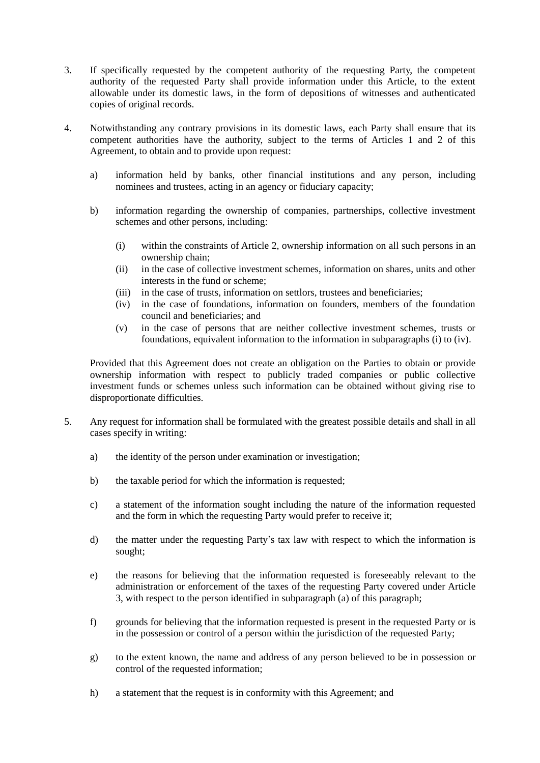3. If specifically requested by the competent authority of the requesting Party, the competent authority of the requested Party shall provide information under this Article, to the extent allowable under its domestic laws, in the form of depositions of witnesses and authenticated copies of original records.

4. Notwithstanding any contrary provisions in its domestic laws, each Party shall ensure that its competent authorities have the authority, subject to the terms of Articles 1 and 2 of this Agreement, to obtain and to provide upon request:

   a) information held by banks, other financial institutions and any person, including nominees and trustees, acting in an agency or fiduciary capacity;

   b) information regarding the ownership of companies, partnerships, collective investment schemes and other persons, including:

      (i) within the constraints of Article 2, ownership information on all such persons in an ownership chain;
      (ii) in the case of collective investment schemes, information on shares, units and other interests in the fund or scheme;
      (iii) in the case of trusts, information on settlors, trustees and beneficiaries;
      (iv) in the case of foundations, information on founders, members of the foundation council and beneficiaries; and
      (v) in the case of persons that are neither collective investment schemes, trusts or foundations, equivalent information to the information in subparagraphs (i) to (iv).

   Provided that this Agreement does not create an obligation on the Parties to obtain or provide ownership information with respect to publicly traded companies or public collective investment funds or schemes unless such information can be obtained without giving rise to disproportionate difficulties.

5. Any request for information shall be formulated with the greatest possible details and shall in all cases specify in writing:

   a) the identity of the person under examination or investigation;

   b) the taxable period for which the information is requested;

   c) a statement of the information sought including the nature of the information requested and the form in which the requesting Party would prefer to receive it;

   d) the matter under the requesting Party's tax law with respect to which the information is sought;

   e) the reasons for believing that the information requested is foreseeably relevant to the administration or enforcement of the taxes of the requesting Party covered under Article 3, with respect to the person identified in subparagraph (a) of this paragraph;

   f) grounds for believing that the information requested is present in the requested Party or is in the possession or control of a person within the jurisdiction of the requested Party;

   g) to the extent known, the name and address of any person believed to be in possession or control of the requested information;

   h) a statement that the request is in conformity with this Agreement; and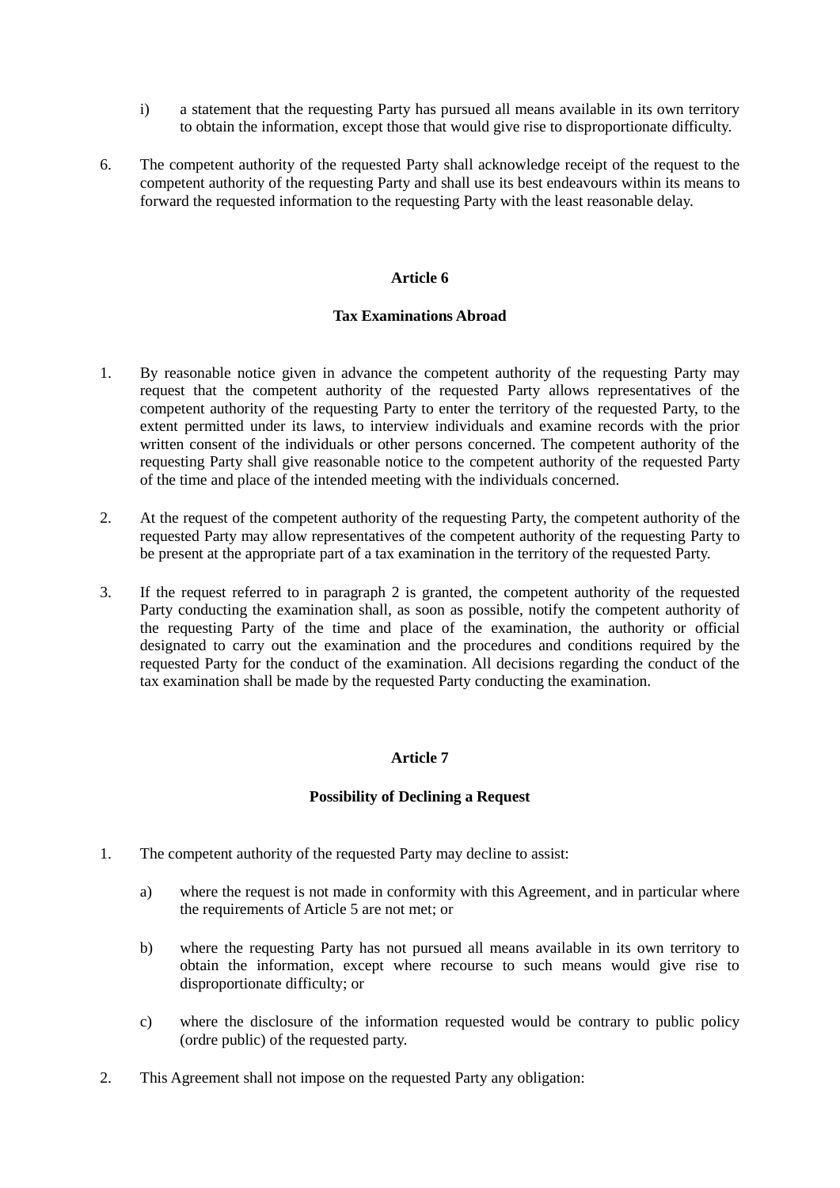i) a statement that the requesting Party has pursued all means available in its own territory to obtain the information, except those that would give rise to disproportionate difficulty.

6. The competent authority of the requested Party shall acknowledge receipt of the request to the competent authority of the requesting Party and shall use its best endeavours within its means to forward the requested information to the requesting Party with the least reasonable delay.

## Article 6

### Tax Examinations Abroad

1. By reasonable notice given in advance the competent authority of the requesting Party may request that the competent authority of the requested Party allows representatives of the competent authority of the requesting Party to enter the territory of the requested Party, to the extent permitted under its laws, to interview individuals and examine records with the prior written consent of the individuals or other persons concerned. The competent authority of the requesting Party shall give reasonable notice to the competent authority of the requested Party of the time and place of the intended meeting with the individuals concerned.

2. At the request of the competent authority of the requesting Party, the competent authority of the requested Party may allow representatives of the competent authority of the requesting Party to be present at the appropriate part of a tax examination in the territory of the requested Party.

3. If the request referred to in paragraph 2 is granted, the competent authority of the requested Party conducting the examination shall, as soon as possible, notify the competent authority of the requesting Party of the time and place of the examination, the authority or official designated to carry out the examination and the procedures and conditions required by the requested Party for the conduct of the examination. All decisions regarding the conduct of the tax examination shall be made by the requested Party conducting the examination.

## Article 7

### Possibility of Declining a Request

1. The competent authority of the requested Party may decline to assist:

   a) where the request is not made in conformity with this Agreement, and in particular where the requirements of Article 5 are not met; or

   b) where the requesting Party has not pursued all means available in its own territory to obtain the information, except where recourse to such means would give rise to disproportionate difficulty; or

   c) where the disclosure of the information requested would be contrary to public policy (ordre public) of the requested party.

2. This Agreement shall not impose on the requested Party any obligation: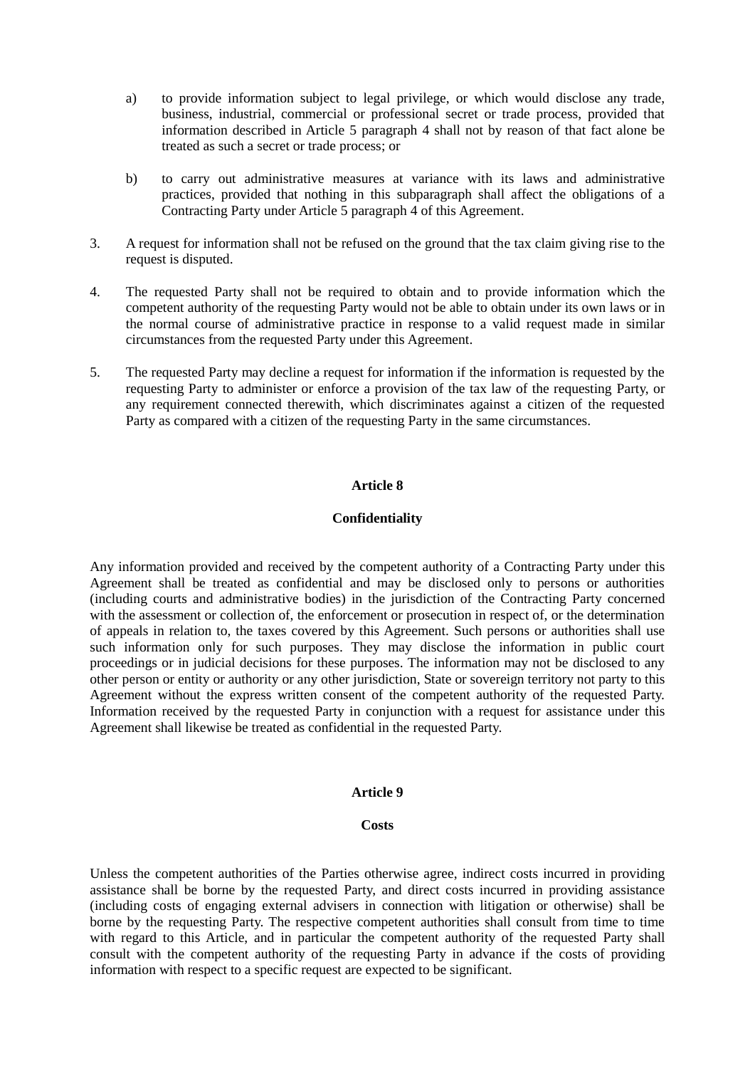a) to provide information subject to legal privilege, or which would disclose any trade, business, industrial, commercial or professional secret or trade process, provided that information described in Article 5 paragraph 4 shall not by reason of that fact alone be treated as such a secret or trade process; or

b) to carry out administrative measures at variance with its laws and administrative practices, provided that nothing in this subparagraph shall affect the obligations of a Contracting Party under Article 5 paragraph 4 of this Agreement.

3. A request for information shall not be refused on the ground that the tax claim giving rise to the request is disputed.

4. The requested Party shall not be required to obtain and to provide information which the competent authority of the requesting Party would not be able to obtain under its own laws or in the normal course of administrative practice in response to a valid request made in similar circumstances from the requested Party under this Agreement.

5. The requested Party may decline a request for information if the information is requested by the requesting Party to administer or enforce a provision of the tax law of the requesting Party, or any requirement connected therewith, which discriminates against a citizen of the requested Party as compared with a citizen of the requesting Party in the same circumstances.

**Article 8**

**Confidentiality**

Any information provided and received by the competent authority of a Contracting Party under this Agreement shall be treated as confidential and may be disclosed only to persons or authorities (including courts and administrative bodies) in the jurisdiction of the Contracting Party concerned with the assessment or collection of, the enforcement or prosecution in respect of, or the determination of appeals in relation to, the taxes covered by this Agreement. Such persons or authorities shall use such information only for such purposes. They may disclose the information in public court proceedings or in judicial decisions for these purposes. The information may not be disclosed to any other person or entity or authority or any other jurisdiction, State or sovereign territory not party to this Agreement without the express written consent of the competent authority of the requested Party. Information received by the requested Party in conjunction with a request for assistance under this Agreement shall likewise be treated as confidential in the requested Party.

**Article 9**

**Costs**

Unless the competent authorities of the Parties otherwise agree, indirect costs incurred in providing assistance shall be borne by the requested Party, and direct costs incurred in providing assistance (including costs of engaging external advisers in connection with litigation or otherwise) shall be borne by the requesting Party. The respective competent authorities shall consult from time to time with regard to this Article, and in particular the competent authority of the requested Party shall consult with the competent authority of the requesting Party in advance if the costs of providing information with respect to a specific request are expected to be significant.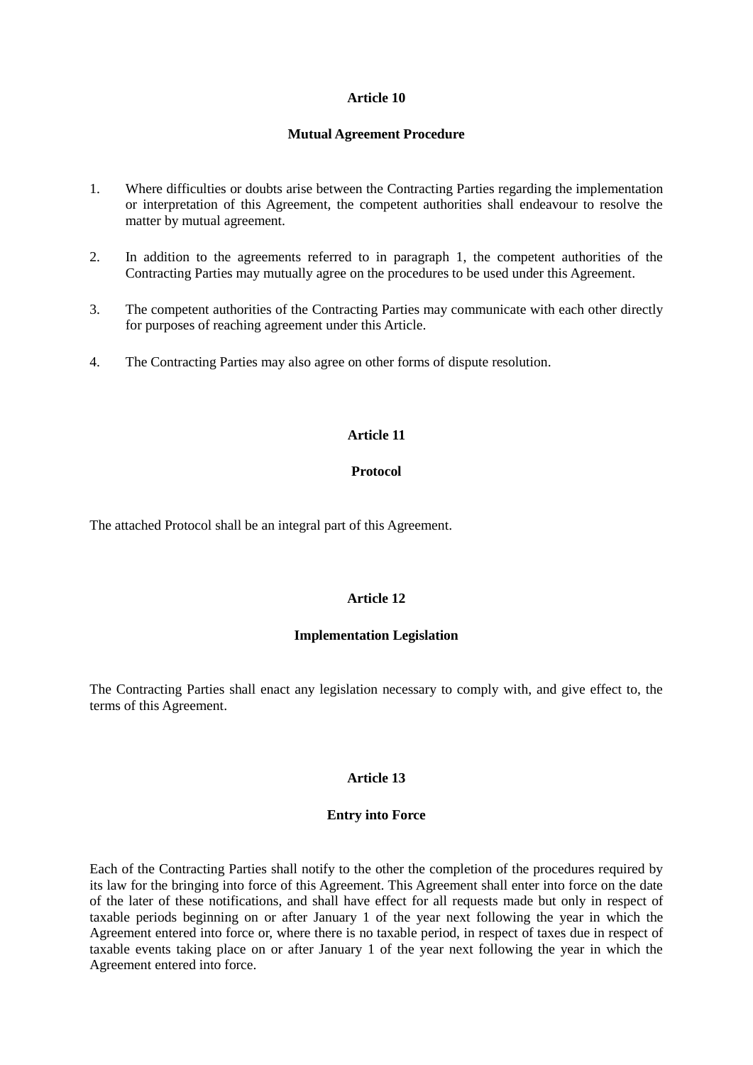## Article 10

### Mutual Agreement Procedure

1. Where difficulties or doubts arise between the Contracting Parties regarding the implementation or interpretation of this Agreement, the competent authorities shall endeavour to resolve the matter by mutual agreement.

2. In addition to the agreements referred to in paragraph 1, the competent authorities of the Contracting Parties may mutually agree on the procedures to be used under this Agreement.

3. The competent authorities of the Contracting Parties may communicate with each other directly for purposes of reaching agreement under this Article.

4. The Contracting Parties may also agree on other forms of dispute resolution.

## Article 11

### Protocol

The attached Protocol shall be an integral part of this Agreement.

## Article 12

### Implementation Legislation

The Contracting Parties shall enact any legislation necessary to comply with, and give effect to, the terms of this Agreement.

## Article 13

### Entry into Force

Each of the Contracting Parties shall notify to the other the completion of the procedures required by its law for the bringing into force of this Agreement. This Agreement shall enter into force on the date of the later of these notifications, and shall have effect for all requests made but only in respect of taxable periods beginning on or after January 1 of the year next following the year in which the Agreement entered into force or, where there is no taxable period, in respect of taxes due in respect of taxable events taking place on or after January 1 of the year next following the year in which the Agreement entered into force.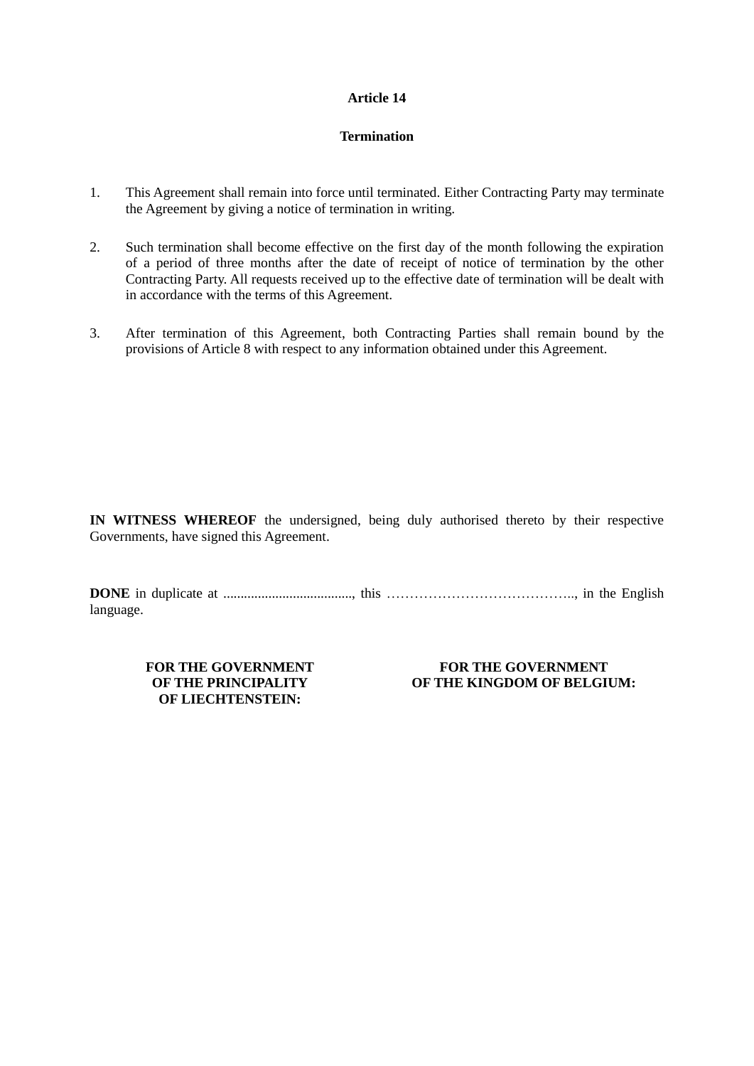## Article 14

### Termination

1. This Agreement shall remain into force until terminated. Either Contracting Party may terminate the Agreement by giving a notice of termination in writing.

2. Such termination shall become effective on the first day of the month following the expiration of a period of three months after the date of receipt of notice of termination by the other Contracting Party. All requests received up to the effective date of termination will be dealt with in accordance with the terms of this Agreement.

3. After termination of this Agreement, both Contracting Parties shall remain bound by the provisions of Article 8 with respect to any information obtained under this Agreement.

**IN WITNESS WHEREOF** the undersigned, being duly authorised thereto by their respective Governments, have signed this Agreement.

**DONE** in duplicate at ...................................., this ………………………………….., in the English language.

| FOR THE GOVERNMENT OF THE PRINCIPALITY OF LIECHTENSTEIN: | FOR THE GOVERNMENT OF THE KINGDOM OF BELGIUM: |
| --- | --- |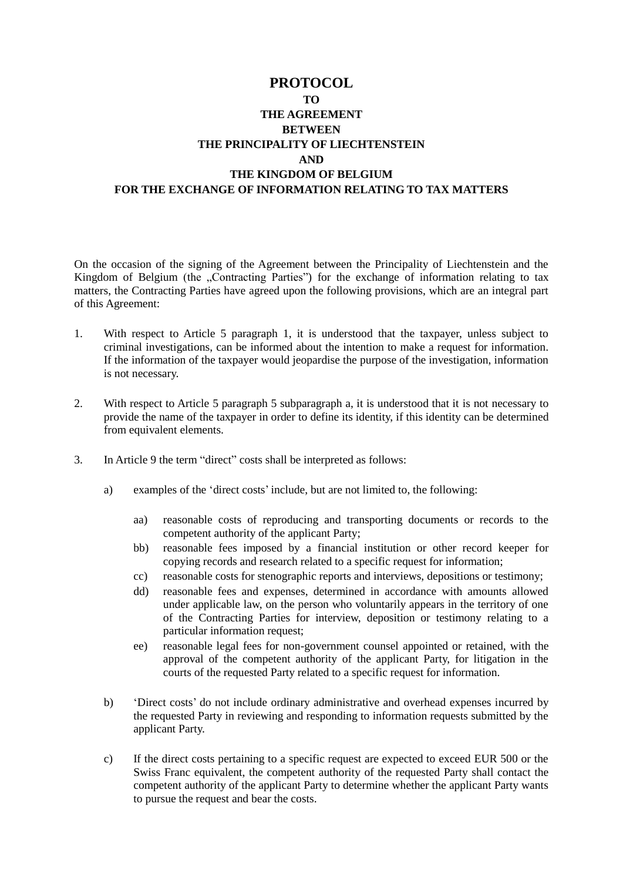# PROTOCOL
## TO
## THE AGREEMENT
## BETWEEN
## THE PRINCIPALITY OF LIECHTENSTEIN
## AND
## THE KINGDOM OF BELGIUM
## FOR THE EXCHANGE OF INFORMATION RELATING TO TAX MATTERS

On the occasion of the signing of the Agreement between the Principality of Liechtenstein and the Kingdom of Belgium (the „Contracting Parties") for the exchange of information relating to tax matters, the Contracting Parties have agreed upon the following provisions, which are an integral part of this Agreement:

1. With respect to Article 5 paragraph 1, it is understood that the taxpayer, unless subject to criminal investigations, can be informed about the intention to make a request for information. If the information of the taxpayer would jeopardise the purpose of the investigation, information is not necessary.

2. With respect to Article 5 paragraph 5 subparagraph a, it is understood that it is not necessary to provide the name of the taxpayer in order to define its identity, if this identity can be determined from equivalent elements.

3. In Article 9 the term "direct" costs shall be interpreted as follows:

   a) examples of the 'direct costs' include, but are not limited to, the following:

      aa) reasonable costs of reproducing and transporting documents or records to the competent authority of the applicant Party;
      
      bb) reasonable fees imposed by a financial institution or other record keeper for copying records and research related to a specific request for information;
      
      cc) reasonable costs for stenographic reports and interviews, depositions or testimony;
      
      dd) reasonable fees and expenses, determined in accordance with amounts allowed under applicable law, on the person who voluntarily appears in the territory of one of the Contracting Parties for interview, deposition or testimony relating to a particular information request;
      
      ee) reasonable legal fees for non-government counsel appointed or retained, with the approval of the competent authority of the applicant Party, for litigation in the courts of the requested Party related to a specific request for information.

   b) 'Direct costs' do not include ordinary administrative and overhead expenses incurred by the requested Party in reviewing and responding to information requests submitted by the applicant Party.

   c) If the direct costs pertaining to a specific request are expected to exceed EUR 500 or the Swiss Franc equivalent, the competent authority of the requested Party shall contact the competent authority of the applicant Party to determine whether the applicant Party wants to pursue the request and bear the costs.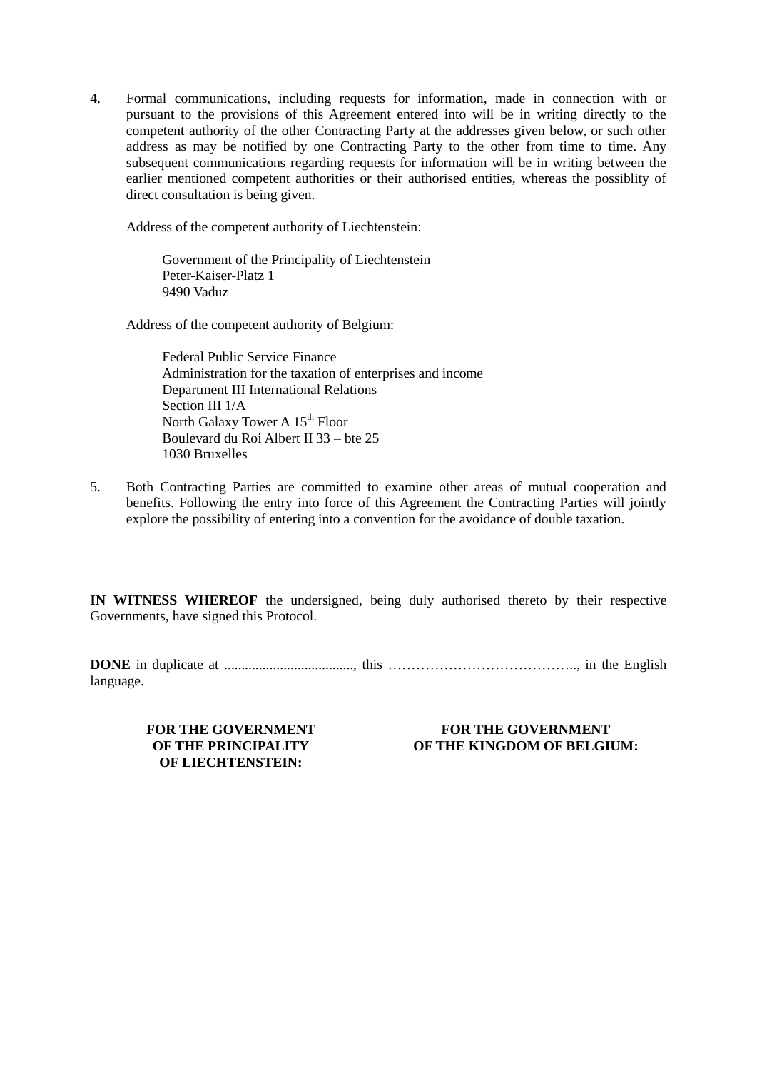4. Formal communications, including requests for information, made in connection with or pursuant to the provisions of this Agreement entered into will be in writing directly to the competent authority of the other Contracting Party at the addresses given below, or such other address as may be notified by one Contracting Party to the other from time to time. Any subsequent communications regarding requests for information will be in writing between the earlier mentioned competent authorities or their authorised entities, whereas the possiblity of direct consultation is being given.

   Address of the competent authority of Liechtenstein:

   Government of the Principality of Liechtenstein
   Peter-Kaiser-Platz 1
   9490 Vaduz

   Address of the competent authority of Belgium:

   Federal Public Service Finance
   Administration for the taxation of enterprises and income
   Department III International Relations
   Section III 1/A
   North Galaxy Tower A 15th Floor
   Boulevard du Roi Albert II 33 – bte 25
   1030 Bruxelles

5. Both Contracting Parties are committed to examine other areas of mutual cooperation and benefits. Following the entry into force of this Agreement the Contracting Parties will jointly explore the possibility of entering into a convention for the avoidance of double taxation.

**IN WITNESS WHEREOF** the undersigned, being duly authorised thereto by their respective Governments, have signed this Protocol.

**DONE** in duplicate at ....................................., this ………………………………….., in the English language.

**FOR THE GOVERNMENT OF THE PRINCIPALITY OF LIECHTENSTEIN:**

**FOR THE GOVERNMENT OF THE KINGDOM OF BELGIUM:**